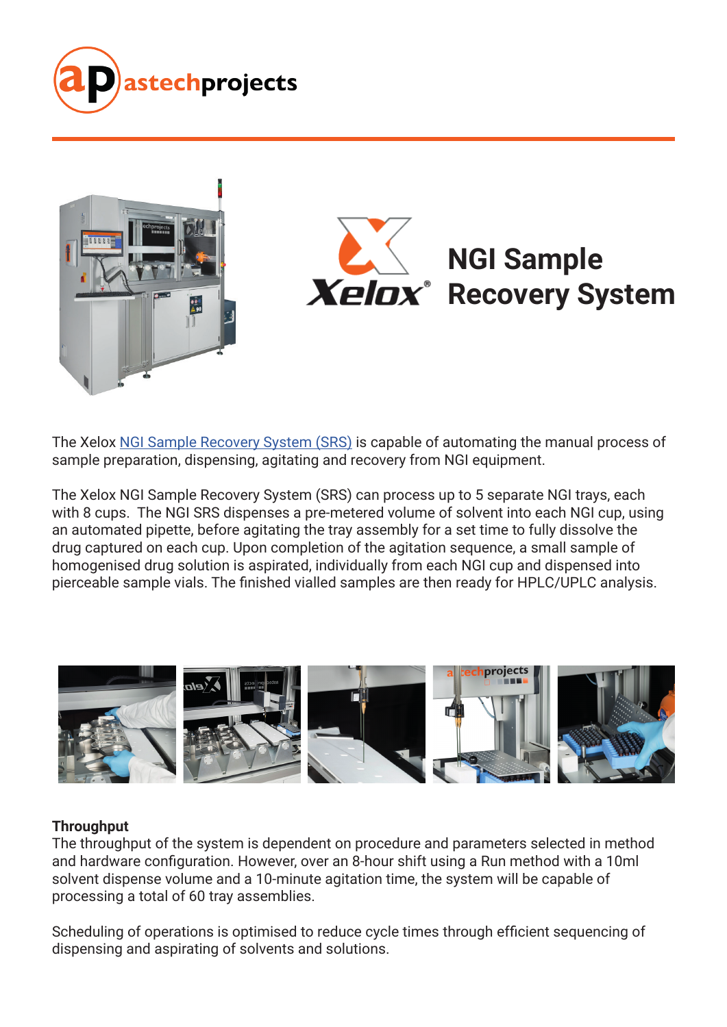# NGI Sample Recovery System

The Xelox [NGI Sample Recovery System (SRS)] is capable of automating the manual process of sample preparation, dispensing, agitating and recovery from NGI equipment.

The Xelox NGI Sample Recovery System (SRS) can process up to 5 separate NGI trays, each with 8 cups. The NGI SRS dispenses a pre-metered volume of solvent into each NGI cup, using an automated pipette, before agitating the tray assembly for a set time to fully dissolve the drug captured on each cup. Upon completion of the agitation sequence, a small sample of homogenised drug solution is aspirated, individually from each NGI cup and dispensed into pierceable sample vials. The finished vialled samples are then ready for HPLC/UPLC analysis.

**Throughput**

The throughput of the system is dependent on procedure and parameters selected in method and hardware configuration. However, over an 8-hour shift using a Run method with a 10ml solvent dispense volume and a 10-minute agitation time, the system will be capable of processing a total of 60 tray assemblies.

Scheduling of operations is optimised to reduce cycle times through efficient sequencing of dispensing and aspirating of solvents and solutions.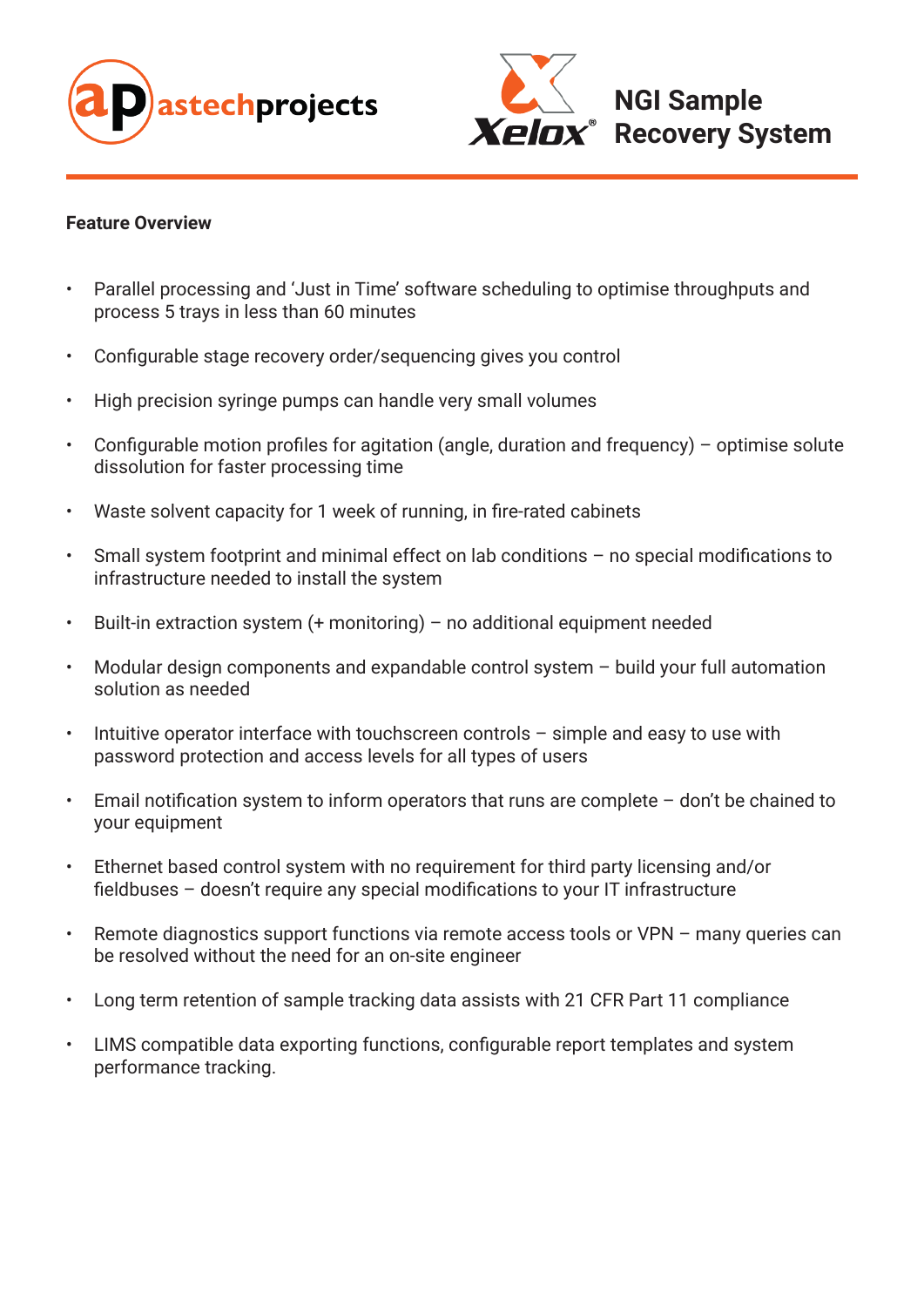# NGI Sample Recovery System

**Feature Overview**

- Parallel processing and 'Just in Time' software scheduling to optimise throughputs and process 5 trays in less than 60 minutes
- Configurable stage recovery order/sequencing gives you control
- High precision syringe pumps can handle very small volumes
- Configurable motion profiles for agitation (angle, duration and frequency) – optimise solute dissolution for faster processing time
- Waste solvent capacity for 1 week of running, in fire-rated cabinets
- Small system footprint and minimal effect on lab conditions – no special modifications to infrastructure needed to install the system
- Built-in extraction system (+ monitoring) – no additional equipment needed
- Modular design components and expandable control system – build your full automation solution as needed
- Intuitive operator interface with touchscreen controls – simple and easy to use with password protection and access levels for all types of users
- Email notification system to inform operators that runs are complete – don't be chained to your equipment
- Ethernet based control system with no requirement for third party licensing and/or fieldbuses – doesn't require any special modifications to your IT infrastructure
- Remote diagnostics support functions via remote access tools or VPN – many queries can be resolved without the need for an on-site engineer
- Long term retention of sample tracking data assists with 21 CFR Part 11 compliance
- LIMS compatible data exporting functions, configurable report templates and system performance tracking.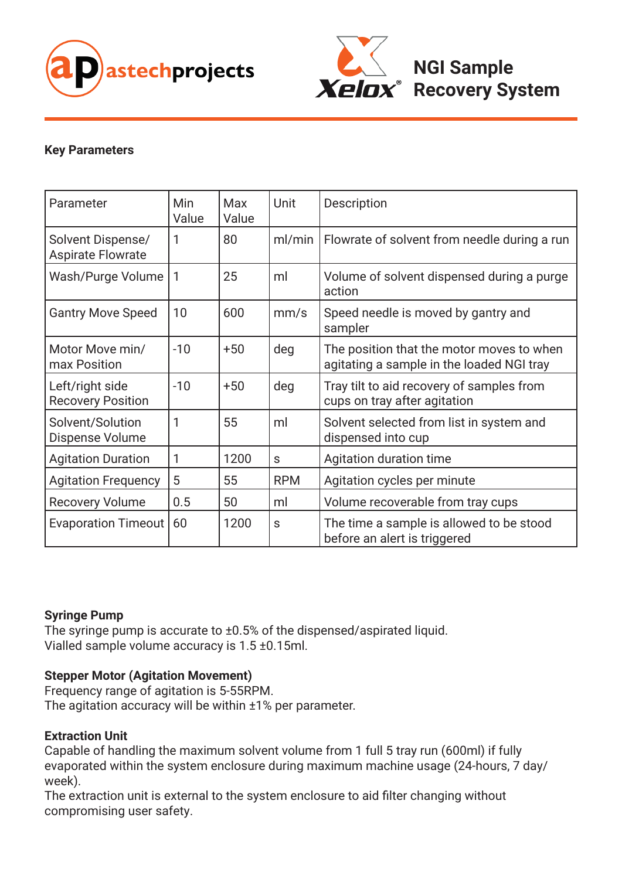### Key Parameters

| Parameter | Min Value | Max Value | Unit | Description |
| --- | --- | --- | --- | --- |
| Solvent Dispense/ Aspirate Flowrate | 1 | 80 | ml/min | Flowrate of solvent from needle during a run |
| Wash/Purge Volume | 1 | 25 | ml | Volume of solvent dispensed during a purge action |
| Gantry Move Speed | 10 | 600 | mm/s | Speed needle is moved by gantry and sampler |
| Motor Move min/ max Position | -10 | +50 | deg | The position that the motor moves to when agitating a sample in the loaded NGI tray |
| Left/right side Recovery Position | -10 | +50 | deg | Tray tilt to aid recovery of samples from cups on tray after agitation |
| Solvent/Solution Dispense Volume | 1 | 55 | ml | Solvent selected from list in system and dispensed into cup |
| Agitation Duration | 1 | 1200 | s | Agitation duration time |
| Agitation Frequency | 5 | 55 | RPM | Agitation cycles per minute |
| Recovery Volume | 0.5 | 50 | ml | Volume recoverable from tray cups |
| Evaporation Timeout | 60 | 1200 | s | The time a sample is allowed to be stood before an alert is triggered |

**Syringe Pump**
The syringe pump is accurate to ±0.5% of the dispensed/aspirated liquid.
Vialled sample volume accuracy is 1.5 ±0.15ml.

**Stepper Motor (Agitation Movement)**
Frequency range of agitation is 5-55RPM.
The agitation accuracy will be within ±1% per parameter.

**Extraction Unit**
Capable of handling the maximum solvent volume from 1 full 5 tray run (600ml) if fully evaporated within the system enclosure during maximum machine usage (24-hours, 7 day/ week).
The extraction unit is external to the system enclosure to aid filter changing without compromising user safety.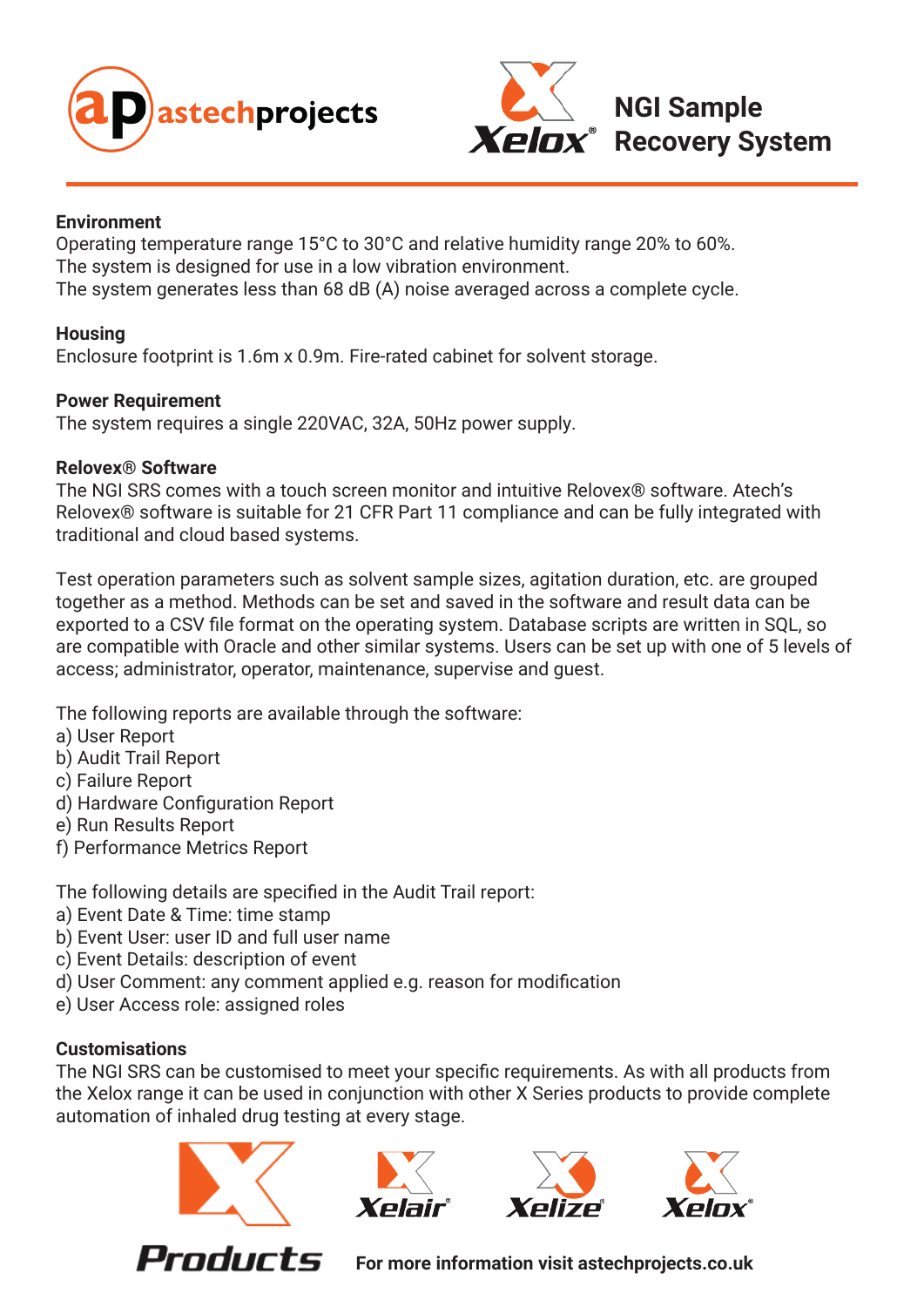# NGI Sample Recovery System

**Environment**
Operating temperature range 15°C to 30°C and relative humidity range 20% to 60%.
The system is designed for use in a low vibration environment.
The system generates less than 68 dB (A) noise averaged across a complete cycle.

**Housing**
Enclosure footprint is 1.6m x 0.9m. Fire-rated cabinet for solvent storage.

**Power Requirement**
The system requires a single 220VAC, 32A, 50Hz power supply.

**Relovex® Software**
The NGI SRS comes with a touch screen monitor and intuitive Relovex® software. Atech's Relovex® software is suitable for 21 CFR Part 11 compliance and can be fully integrated with traditional and cloud based systems.

Test operation parameters such as solvent sample sizes, agitation duration, etc. are grouped together as a method. Methods can be set and saved in the software and result data can be exported to a CSV file format on the operating system. Database scripts are written in SQL, so are compatible with Oracle and other similar systems. Users can be set up with one of 5 levels of access; administrator, operator, maintenance, supervise and guest.

The following reports are available through the software:
a) User Report
b) Audit Trail Report
c) Failure Report
d) Hardware Configuration Report
e) Run Results Report
f) Performance Metrics Report

The following details are specified in the Audit Trail report:
a) Event Date & Time: time stamp
b) Event User: user ID and full user name
c) Event Details: description of event
d) User Comment: any comment applied e.g. reason for modification
e) User Access role: assigned roles

**Customisations**
The NGI SRS can be customised to meet your specific requirements. As with all products from the Xelox range it can be used in conjunction with other X Series products to provide complete automation of inhaled drug testing at every stage.

**For more information visit astechprojects.co.uk**